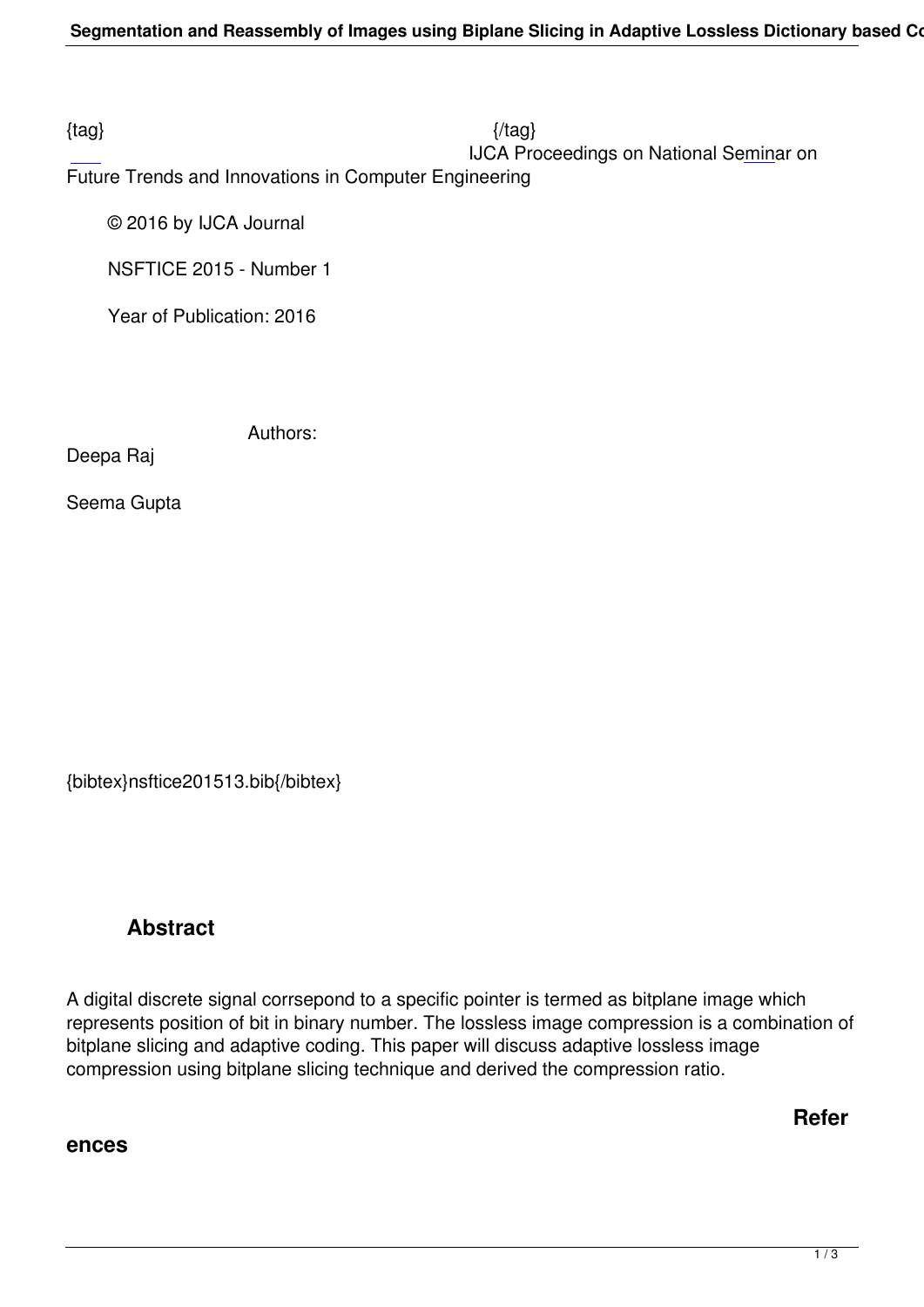{tag} {/tag}

IJCA Proceedings on National Seminar on Future Trends and Innovations in Computer Engineering

© 2016 by IJCA Journal

NSFTICE 2015 - Number 1

Year of Publication: 2016

Authors:

Deepa Raj

Seema Gupta

{bibtex}nsftice201513.bib{/bibtex}

## Abstract

A digital discrete signal corrsepond to a specific pointer is termed as bitplane image which represents position of bit in binary number. The lossless image compression is a combination of bitplane slicing and adaptive coding. This paper will discuss adaptive lossless image compression using bitplane slicing technique and derived the compression ratio.

## References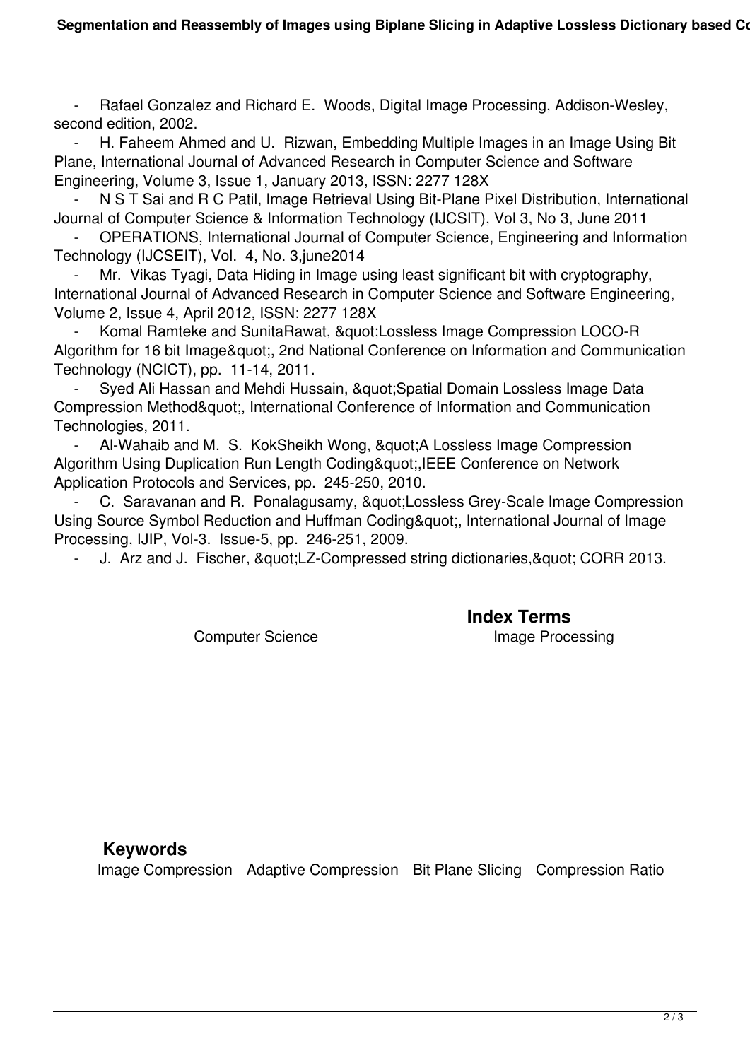- Rafael Gonzalez and Richard E. Woods, Digital Image Processing, Addison-Wesley, second edition, 2002.
- H. Faheem Ahmed and U. Rizwan, Embedding Multiple Images in an Image Using Bit Plane, International Journal of Advanced Research in Computer Science and Software Engineering, Volume 3, Issue 1, January 2013, ISSN: 2277 128X
- N S T Sai and R C Patil, Image Retrieval Using Bit-Plane Pixel Distribution, International Journal of Computer Science & Information Technology (IJCSIT), Vol 3, No 3, June 2011
- OPERATIONS, International Journal of Computer Science, Engineering and Information Technology (IJCSEIT), Vol. 4, No. 3,june2014
- Mr. Vikas Tyagi, Data Hiding in Image using least significant bit with cryptography, International Journal of Advanced Research in Computer Science and Software Engineering, Volume 2, Issue 4, April 2012, ISSN: 2277 128X
- Komal Ramteke and SunitaRawat, &quot;Lossless Image Compression LOCO-R Algorithm for 16 bit Image&quot;, 2nd National Conference on Information and Communication Technology (NCICT), pp. 11-14, 2011.
- Syed Ali Hassan and Mehdi Hussain, &quot;Spatial Domain Lossless Image Data Compression Method&quot;, International Conference of Information and Communication Technologies, 2011.
- Al-Wahaib and M. S. KokSheikh Wong, &quot;A Lossless Image Compression Algorithm Using Duplication Run Length Coding&quot;,IEEE Conference on Network Application Protocols and Services, pp. 245-250, 2010.
- C. Saravanan and R. Ponalagusamy, &quot;Lossless Grey-Scale Image Compression Using Source Symbol Reduction and Huffman Coding&quot;, International Journal of Image Processing, IJIP, Vol-3. Issue-5, pp. 246-251, 2009.
- J. Arz and J. Fischer, &quot;LZ-Compressed string dictionaries,&quot; CORR 2013.

## Index Terms

Computer Science Image Processing

## Keywords

Image Compression Adaptive Compression Bit Plane Slicing Compression Ratio